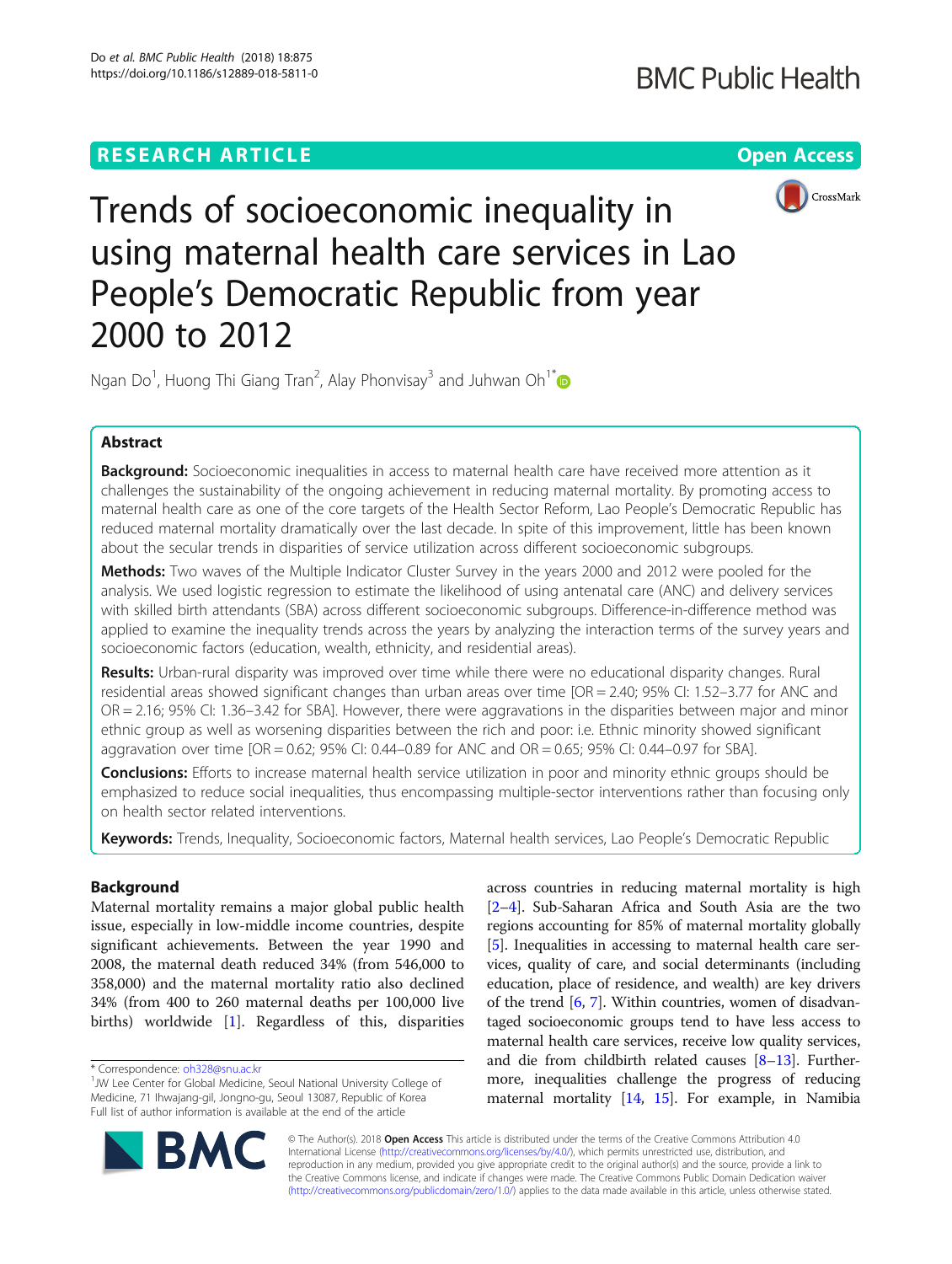RESEARCH ARTICLE

Open Access

# Trends of socioeconomic inequality in using maternal health care services in Lao People's Democratic Republic from year 2000 to 2012

Ngan Do[1], Huong Thi Giang Tran[2], Alay Phonvisay[3] and Juhwan Oh[1*]

## Abstract

**Background:** Socioeconomic inequalities in access to maternal health care have received more attention as it challenges the sustainability of the ongoing achievement in reducing maternal mortality. By promoting access to maternal health care as one of the core targets of the Health Sector Reform, Lao People's Democratic Republic has reduced maternal mortality dramatically over the last decade. In spite of this improvement, little has been known about the secular trends in disparities of service utilization across different socioeconomic subgroups.

**Methods:** Two waves of the Multiple Indicator Cluster Survey in the years 2000 and 2012 were pooled for the analysis. We used logistic regression to estimate the likelihood of using antenatal care (ANC) and delivery services with skilled birth attendants (SBA) across different socioeconomic subgroups. Difference-in-difference method was applied to examine the inequality trends across the years by analyzing the interaction terms of the survey years and socioeconomic factors (education, wealth, ethnicity, and residential areas).

**Results:** Urban-rural disparity was improved over time while there were no educational disparity changes. Rural residential areas showed significant changes than urban areas over time [OR = 2.40; 95% CI: 1.52–3.77 for ANC and OR = 2.16; 95% CI: 1.36–3.42 for SBA]. However, there were aggravations in the disparities between major and minor ethnic group as well as worsening disparities between the rich and poor: i.e. Ethnic minority showed significant aggravation over time [OR = 0.62; 95% CI: 0.44–0.89 for ANC and OR = 0.65; 95% CI: 0.44–0.97 for SBA].

**Conclusions:** Efforts to increase maternal health service utilization in poor and minority ethnic groups should be emphasized to reduce social inequalities, thus encompassing multiple-sector interventions rather than focusing only on health sector related interventions.

**Keywords:** Trends, Inequality, Socioeconomic factors, Maternal health services, Lao People's Democratic Republic

## Background

Maternal mortality remains a major global public health issue, especially in low-middle income countries, despite significant achievements. Between the year 1990 and 2008, the maternal death reduced 34% (from 546,000 to 358,000) and the maternal mortality ratio also declined 34% (from 400 to 260 maternal deaths per 100,000 live births) worldwide [1]. Regardless of this, disparities across countries in reducing maternal mortality is high [2–4]. Sub-Saharan Africa and South Asia are the two regions accounting for 85% of maternal mortality globally [5]. Inequalities in accessing to maternal health care services, quality of care, and social determinants (including education, place of residence, and wealth) are key drivers of the trend [6, 7]. Within countries, women of disadvantaged socioeconomic groups tend to have less access to maternal health care services, receive low quality services, and die from childbirth related causes [8–13]. Furthermore, inequalities challenge the progress of reducing maternal mortality [14, 15]. For example, in Namibia

\* Correspondence: oh328@snu.ac.kr

[1]JW Lee Center for Global Medicine, Seoul National University College of Medicine, 71 Ihwajang-gil, Jongno-gu, Seoul 13087, Republic of Korea

Full list of author information is available at the end of the article

© The Author(s). 2018 **Open Access** This article is distributed under the terms of the Creative Commons Attribution 4.0 International License (http://creativecommons.org/licenses/by/4.0/), which permits unrestricted use, distribution, and reproduction in any medium, provided you give appropriate credit to the original author(s) and the source, provide a link to the Creative Commons license, and indicate if changes were made. The Creative Commons Public Domain Dedication waiver (http://creativecommons.org/publicdomain/zero/1.0/) applies to the data made available in this article, unless otherwise stated.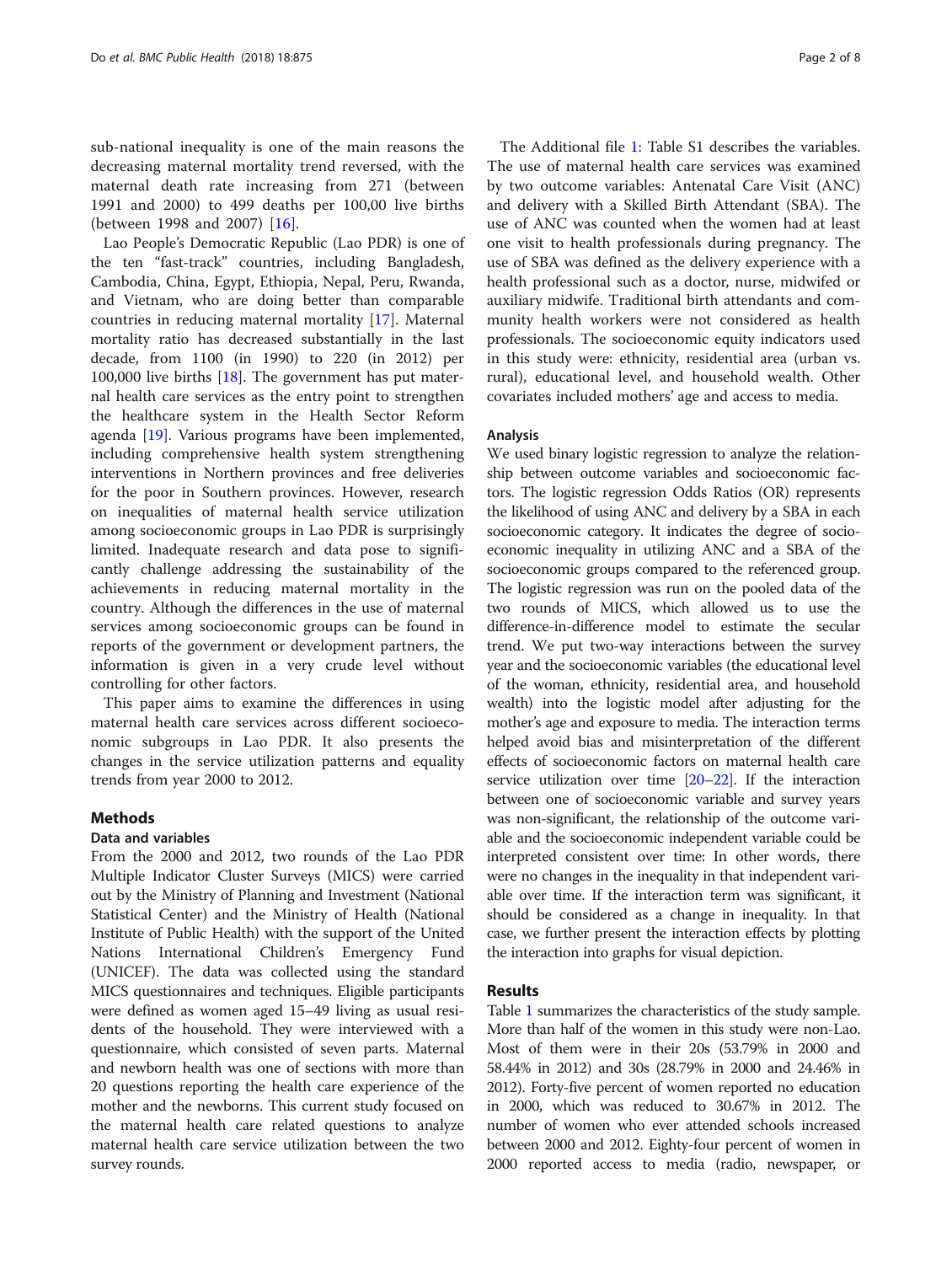sub-national inequality is one of the main reasons the decreasing maternal mortality trend reversed, with the maternal death rate increasing from 271 (between 1991 and 2000) to 499 deaths per 100,00 live births (between 1998 and 2007) [16].

Lao People's Democratic Republic (Lao PDR) is one of the ten "fast-track" countries, including Bangladesh, Cambodia, China, Egypt, Ethiopia, Nepal, Peru, Rwanda, and Vietnam, who are doing better than comparable countries in reducing maternal mortality [17]. Maternal mortality ratio has decreased substantially in the last decade, from 1100 (in 1990) to 220 (in 2012) per 100,000 live births [18]. The government has put maternal health care services as the entry point to strengthen the healthcare system in the Health Sector Reform agenda [19]. Various programs have been implemented, including comprehensive health system strengthening interventions in Northern provinces and free deliveries for the poor in Southern provinces. However, research on inequalities of maternal health service utilization among socioeconomic groups in Lao PDR is surprisingly limited. Inadequate research and data pose to significantly challenge addressing the sustainability of the achievements in reducing maternal mortality in the country. Although the differences in the use of maternal services among socioeconomic groups can be found in reports of the government or development partners, the information is given in a very crude level without controlling for other factors.

This paper aims to examine the differences in using maternal health care services across different socioeconomic subgroups in Lao PDR. It also presents the changes in the service utilization patterns and equality trends from year 2000 to 2012.

## Methods

### Data and variables

From the 2000 and 2012, two rounds of the Lao PDR Multiple Indicator Cluster Surveys (MICS) were carried out by the Ministry of Planning and Investment (National Statistical Center) and the Ministry of Health (National Institute of Public Health) with the support of the United Nations International Children's Emergency Fund (UNICEF). The data was collected using the standard MICS questionnaires and techniques. Eligible participants were defined as women aged 15–49 living as usual residents of the household. They were interviewed with a questionnaire, which consisted of seven parts. Maternal and newborn health was one of sections with more than 20 questions reporting the health care experience of the mother and the newborns. This current study focused on the maternal health care related questions to analyze maternal health care service utilization between the two survey rounds.

The Additional file 1: Table S1 describes the variables. The use of maternal health care services was examined by two outcome variables: Antenatal Care Visit (ANC) and delivery with a Skilled Birth Attendant (SBA). The use of ANC was counted when the women had at least one visit to health professionals during pregnancy. The use of SBA was defined as the delivery experience with a health professional such as a doctor, nurse, midwifed or auxiliary midwife. Traditional birth attendants and community health workers were not considered as health professionals. The socioeconomic equity indicators used in this study were: ethnicity, residential area (urban vs. rural), educational level, and household wealth. Other covariates included mothers' age and access to media.

### Analysis

We used binary logistic regression to analyze the relationship between outcome variables and socioeconomic factors. The logistic regression Odds Ratios (OR) represents the likelihood of using ANC and delivery by a SBA in each socioeconomic category. It indicates the degree of socioeconomic inequality in utilizing ANC and a SBA of the socioeconomic groups compared to the referenced group. The logistic regression was run on the pooled data of the two rounds of MICS, which allowed us to use the difference-in-difference model to estimate the secular trend. We put two-way interactions between the survey year and the socioeconomic variables (the educational level of the woman, ethnicity, residential area, and household wealth) into the logistic model after adjusting for the mother's age and exposure to media. The interaction terms helped avoid bias and misinterpretation of the different effects of socioeconomic factors on maternal health care service utilization over time [20–22]. If the interaction between one of socioeconomic variable and survey years was non-significant, the relationship of the outcome variable and the socioeconomic independent variable could be interpreted consistent over time: In other words, there were no changes in the inequality in that independent variable over time. If the interaction term was significant, it should be considered as a change in inequality. In that case, we further present the interaction effects by plotting the interaction into graphs for visual depiction.

## Results

Table 1 summarizes the characteristics of the study sample. More than half of the women in this study were non-Lao. Most of them were in their 20s (53.79% in 2000 and 58.44% in 2012) and 30s (28.79% in 2000 and 24.46% in 2012). Forty-five percent of women reported no education in 2000, which was reduced to 30.67% in 2012. The number of women who ever attended schools increased between 2000 and 2012. Eighty-four percent of women in 2000 reported access to media (radio, newspaper, or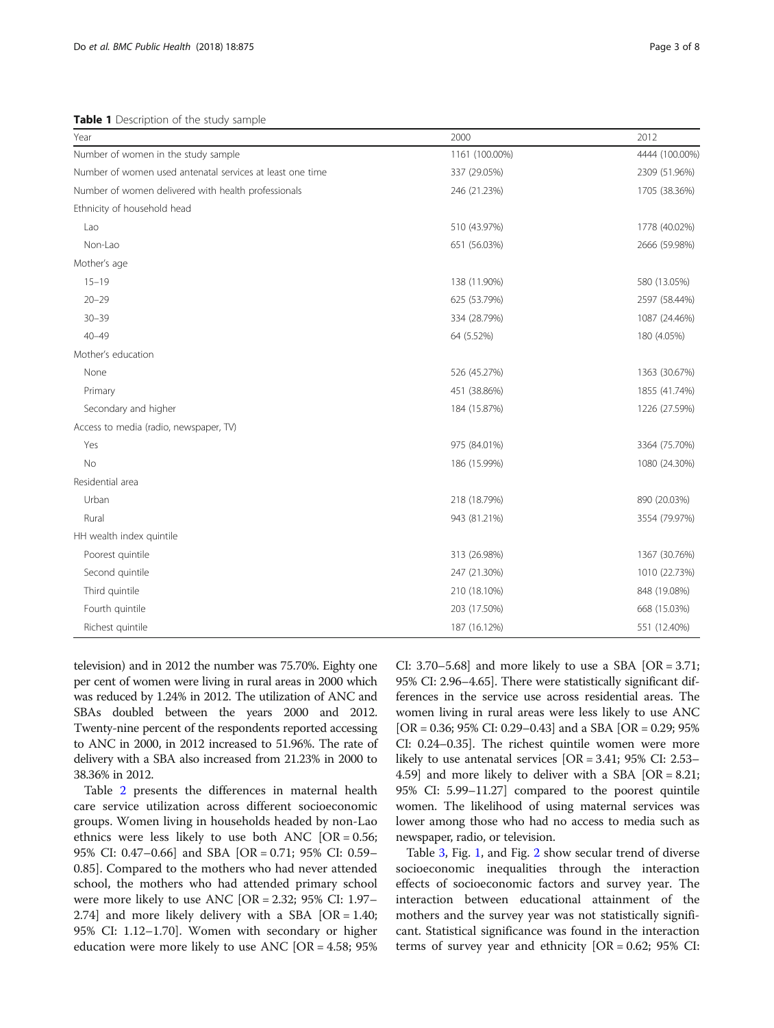**Table 1** Description of the study sample

| Year | 2000 | 2012 |
|---|---|---|
| Number of women in the study sample | 1161 (100.00%) | 4444 (100.00%) |
| Number of women used antenatal services at least one time | 337 (29.05%) | 2309 (51.96%) |
| Number of women delivered with health professionals | 246 (21.23%) | 1705 (38.36%) |
| Ethnicity of household head | | |
| Lao | 510 (43.97%) | 1778 (40.02%) |
| Non-Lao | 651 (56.03%) | 2666 (59.98%) |
| Mother's age | | |
| 15–19 | 138 (11.90%) | 580 (13.05%) |
| 20–29 | 625 (53.79%) | 2597 (58.44%) |
| 30–39 | 334 (28.79%) | 1087 (24.46%) |
| 40–49 | 64 (5.52%) | 180 (4.05%) |
| Mother's education | | |
| None | 526 (45.27%) | 1363 (30.67%) |
| Primary | 451 (38.86%) | 1855 (41.74%) |
| Secondary and higher | 184 (15.87%) | 1226 (27.59%) |
| Access to media (radio, newspaper, TV) | | |
| Yes | 975 (84.01%) | 3364 (75.70%) |
| No | 186 (15.99%) | 1080 (24.30%) |
| Residential area | | |
| Urban | 218 (18.79%) | 890 (20.03%) |
| Rural | 943 (81.21%) | 3554 (79.97%) |
| HH wealth index quintile | | |
| Poorest quintile | 313 (26.98%) | 1367 (30.76%) |
| Second quintile | 247 (21.30%) | 1010 (22.73%) |
| Third quintile | 210 (18.10%) | 848 (19.08%) |
| Fourth quintile | 203 (17.50%) | 668 (15.03%) |
| Richest quintile | 187 (16.12%) | 551 (12.40%) |

television) and in 2012 the number was 75.70%. Eighty one per cent of women were living in rural areas in 2000 which was reduced by 1.24% in 2012. The utilization of ANC and SBAs doubled between the years 2000 and 2012. Twenty-nine percent of the respondents reported accessing to ANC in 2000, in 2012 increased to 51.96%. The rate of delivery with a SBA also increased from 21.23% in 2000 to 38.36% in 2012.

Table 2 presents the differences in maternal health care service utilization across different socioeconomic groups. Women living in households headed by non-Lao ethnics were less likely to use both ANC [OR = 0.56; 95% CI: 0.47–0.66] and SBA [OR = 0.71; 95% CI: 0.59–0.85]. Compared to the mothers who had never attended school, the mothers who had attended primary school were more likely to use ANC [OR = 2.32; 95% CI: 1.97–2.74] and more likely delivery with a SBA [OR = 1.40; 95% CI: 1.12–1.70]. Women with secondary or higher education were more likely to use ANC [OR = 4.58; 95% CI: 3.70–5.68] and more likely to use a SBA [OR = 3.71; 95% CI: 2.96–4.65]. There were statistically significant differences in the service use across residential areas. The women living in rural areas were less likely to use ANC [OR = 0.36; 95% CI: 0.29–0.43] and a SBA [OR = 0.29; 95% CI: 0.24–0.35]. The richest quintile women were more likely to use antenatal services [OR = 3.41; 95% CI: 2.53–4.59] and more likely to deliver with a SBA [OR = 8.21; 95% CI: 5.99–11.27] compared to the poorest quintile women. The likelihood of using maternal services was lower among those who had no access to media such as newspaper, radio, or television.

Table 3, Fig. 1, and Fig. 2 show secular trend of diverse socioeconomic inequalities through the interaction effects of socioeconomic factors and survey year. The interaction between educational attainment of the mothers and the survey year was not statistically significant. Statistical significance was found in the interaction terms of survey year and ethnicity [OR = 0.62; 95% CI: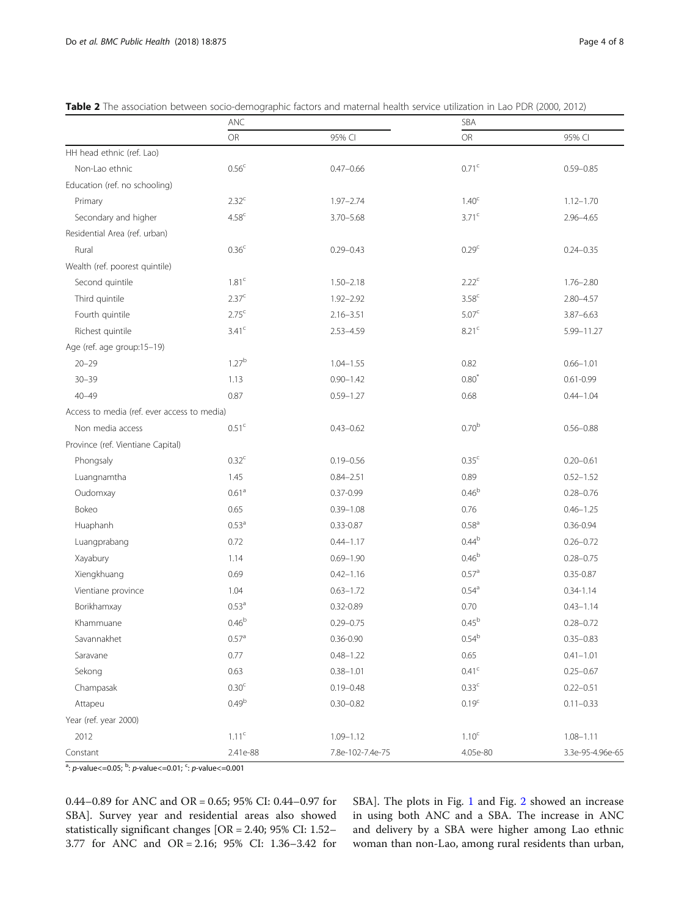**Table 2** The association between socio-demographic factors and maternal health service utilization in Lao PDR (2000, 2012)

| | ANC | | SBA | |
|---|---|---|---|---|
| | OR | 95% CI | OR | 95% CI |
| HH head ethnic (ref. Lao) | | | | |
| Non-Lao ethnic | 0.56[c] | 0.47–0.66 | 0.71[c] | 0.59–0.85 |
| Education (ref. no schooling) | | | | |
| Primary | 2.32[c] | 1.97–2.74 | 1.40[c] | 1.12–1.70 |
| Secondary and higher | 4.58[c] | 3.70–5.68 | 3.71[c] | 2.96–4.65 |
| Residential Area (ref. urban) | | | | |
| Rural | 0.36[c] | 0.29–0.43 | 0.29[c] | 0.24–0.35 |
| Wealth (ref. poorest quintile) | | | | |
| Second quintile | 1.81[c] | 1.50–2.18 | 2.22[c] | 1.76–2.80 |
| Third quintile | 2.37[c] | 1.92–2.92 | 3.58[c] | 2.80–4.57 |
| Fourth quintile | 2.75[c] | 2.16–3.51 | 5.07[c] | 3.87–6.63 |
| Richest quintile | 3.41[c] | 2.53–4.59 | 8.21[c] | 5.99–11.27 |
| Age (ref. age group:15–19) | | | | |
| 20–29 | 1.27[b] | 1.04–1.55 | 0.82 | 0.66–1.01 |
| 30–39 | 1.13 | 0.90–1.42 | 0.80* | 0.61-0.99 |
| 40–49 | 0.87 | 0.59–1.27 | 0.68 | 0.44–1.04 |
| Access to media (ref. ever access to media) | | | | |
| Non media access | 0.51[c] | 0.43–0.62 | 0.70[b] | 0.56–0.88 |
| Province (ref. Vientiane Capital) | | | | |
| Phongsaly | 0.32[c] | 0.19–0.56 | 0.35[c] | 0.20–0.61 |
| Luangnamtha | 1.45 | 0.84–2.51 | 0.89 | 0.52–1.52 |
| Oudomxay | 0.61[a] | 0.37-0.99 | 0.46[b] | 0.28–0.76 |
| Bokeo | 0.65 | 0.39–1.08 | 0.76 | 0.46–1.25 |
| Huaphanh | 0.53[a] | 0.33-0.87 | 0.58[a] | 0.36-0.94 |
| Luangprabang | 0.72 | 0.44–1.17 | 0.44[b] | 0.26–0.72 |
| Xayabury | 1.14 | 0.69–1.90 | 0.46[b] | 0.28–0.75 |
| Xiengkhuang | 0.69 | 0.42–1.16 | 0.57[a] | 0.35-0.87 |
| Vientiane province | 1.04 | 0.63–1.72 | 0.54[a] | 0.34-1.14 |
| Borikhamxay | 0.53[a] | 0.32-0.89 | 0.70 | 0.43–1.14 |
| Khammuane | 0.46[b] | 0.29–0.75 | 0.45[b] | 0.28–0.72 |
| Savannakhet | 0.57[a] | 0.36-0.90 | 0.54[b] | 0.35–0.83 |
| Saravane | 0.77 | 0.48–1.22 | 0.65 | 0.41–1.01 |
| Sekong | 0.63 | 0.38–1.01 | 0.41[c] | 0.25–0.67 |
| Champasak | 0.30[c] | 0.19–0.48 | 0.33[c] | 0.22–0.51 |
| Attapeu | 0.49[b] | 0.30–0.82 | 0.19[c] | 0.11–0.33 |
| Year (ref. year 2000) | | | | |
| 2012 | 1.11[c] | 1.09–1.12 | 1.10[c] | 1.08–1.11 |
| Constant | 2.41e-88 | 7.8e-102-7.4e-75 | 4.05e-80 | 3.3e-95-4.96e-65 |

[a]: p-value<=0.05; [b]: p-value<=0.01; [c]: p-value<=0.001

0.44–0.89 for ANC and OR = 0.65; 95% CI: 0.44–0.97 for SBA]. Survey year and residential areas also showed statistically significant changes [OR = 2.40; 95% CI: 1.52–3.77 for ANC and OR = 2.16; 95% CI: 1.36–3.42 for SBA]. The plots in Fig. 1 and Fig. 2 showed an increase in using both ANC and a SBA. The increase in ANC and delivery by a SBA were higher among Lao ethnic woman than non-Lao, among rural residents than urban,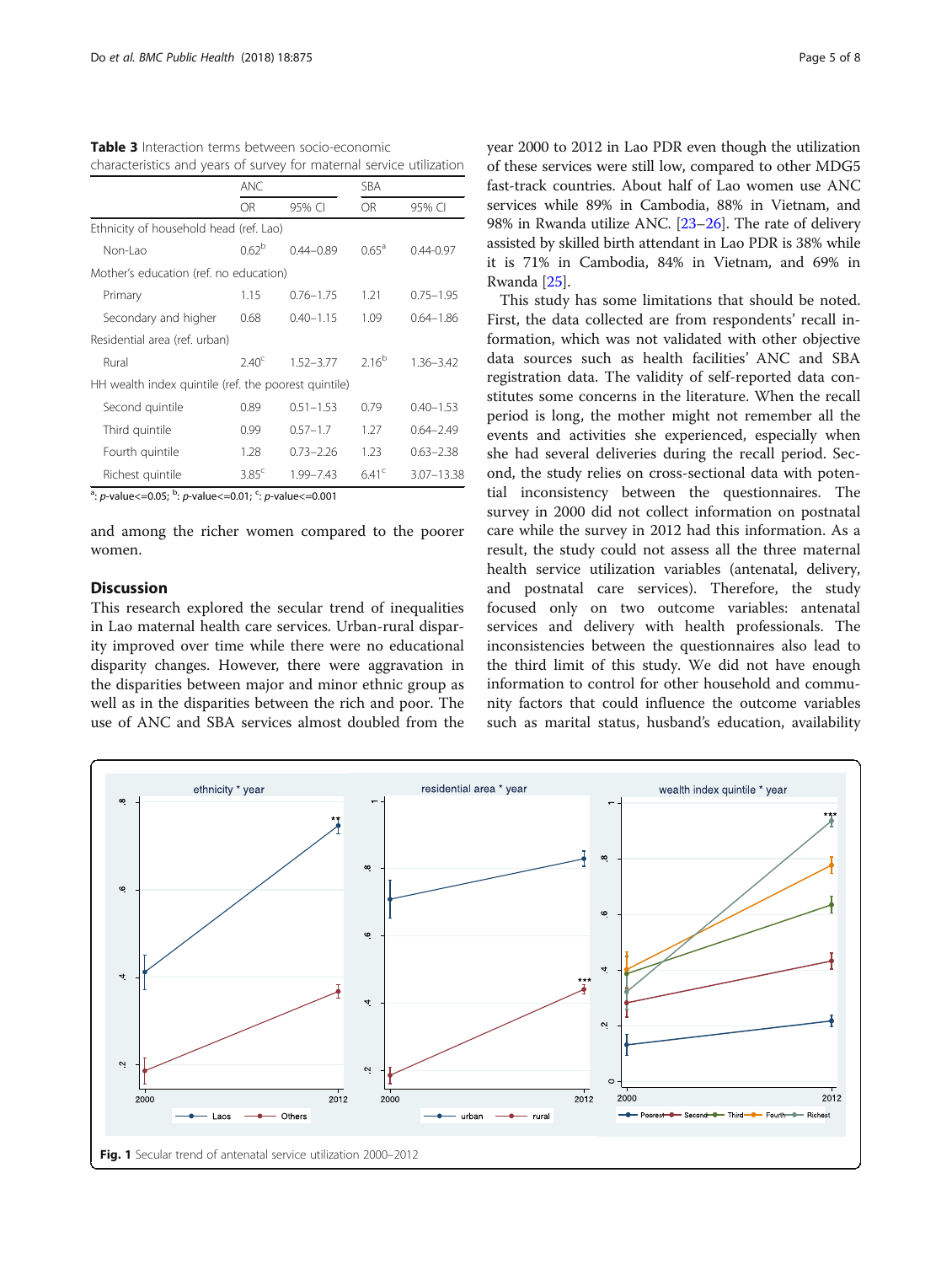**Table 3** Interaction terms between socio-economic characteristics and years of survey for maternal service utilization

| | ANC | | SBA | |
|---|---|---|---|---|
| | OR | 95% CI | OR | 95% CI |
| Ethnicity of household head (ref. Lao) | | | | |
| Non-Lao | 0.62[b] | 0.44–0.89 | 0.65[a] | 0.44-0.97 |
| Mother's education (ref. no education) | | | | |
| Primary | 1.15 | 0.76–1.75 | 1.21 | 0.75–1.95 |
| Secondary and higher | 0.68 | 0.40–1.15 | 1.09 | 0.64–1.86 |
| Residential area (ref. urban) | | | | |
| Rural | 2.40[c] | 1.52–3.77 | 2.16[b] | 1.36–3.42 |
| HH wealth index quintile (ref. the poorest quintile) | | | | |
| Second quintile | 0.89 | 0.51–1.53 | 0.79 | 0.40–1.53 |
| Third quintile | 0.99 | 0.57–1.7 | 1.27 | 0.64–2.49 |
| Fourth quintile | 1.28 | 0.73–2.26 | 1.23 | 0.63–2.38 |
| Richest quintile | 3.85[c] | 1.99–7.43 | 6.41[c] | 3.07–13.38 |

[a]: $p$-value<=0.05; [b]: $p$-value<=0.01; [c]: $p$-value<=0.001

and among the richer women compared to the poorer women.

## Discussion

This research explored the secular trend of inequalities in Lao maternal health care services. Urban-rural disparity improved over time while there were no educational disparity changes. However, there were aggravation in the disparities between major and minor ethnic group as well as in the disparities between the rich and poor. The use of ANC and SBA services almost doubled from the year 2000 to 2012 in Lao PDR even though the utilization of these services were still low, compared to other MDG5 fast-track countries. About half of Lao women use ANC services while 89% in Cambodia, 88% in Vietnam, and 98% in Rwanda utilize ANC. [23–26]. The rate of delivery assisted by skilled birth attendant in Lao PDR is 38% while it is 71% in Cambodia, 84% in Vietnam, and 69% in Rwanda [25].

This study has some limitations that should be noted. First, the data collected are from respondents' recall information, which was not validated with other objective data sources such as health facilities' ANC and SBA registration data. The validity of self-reported data constitutes some concerns in the literature. When the recall period is long, the mother might not remember all the events and activities she experienced, especially when she had several deliveries during the recall period. Second, the study relies on cross-sectional data with potential inconsistency between the questionnaires. The survey in 2000 did not collect information on postnatal care while the survey in 2012 had this information. As a result, the study could not assess all the three maternal health service utilization variables (antenatal, delivery, and postnatal care services). Therefore, the study focused only on two outcome variables: antenatal services and delivery with health professionals. The inconsistencies between the questionnaires also lead to the third limit of this study. We did not have enough information to control for other household and community factors that could influence the outcome variables such as marital status, husband's education, availability

**Fig. 1** Secular trend of antenatal service utilization 2000–2012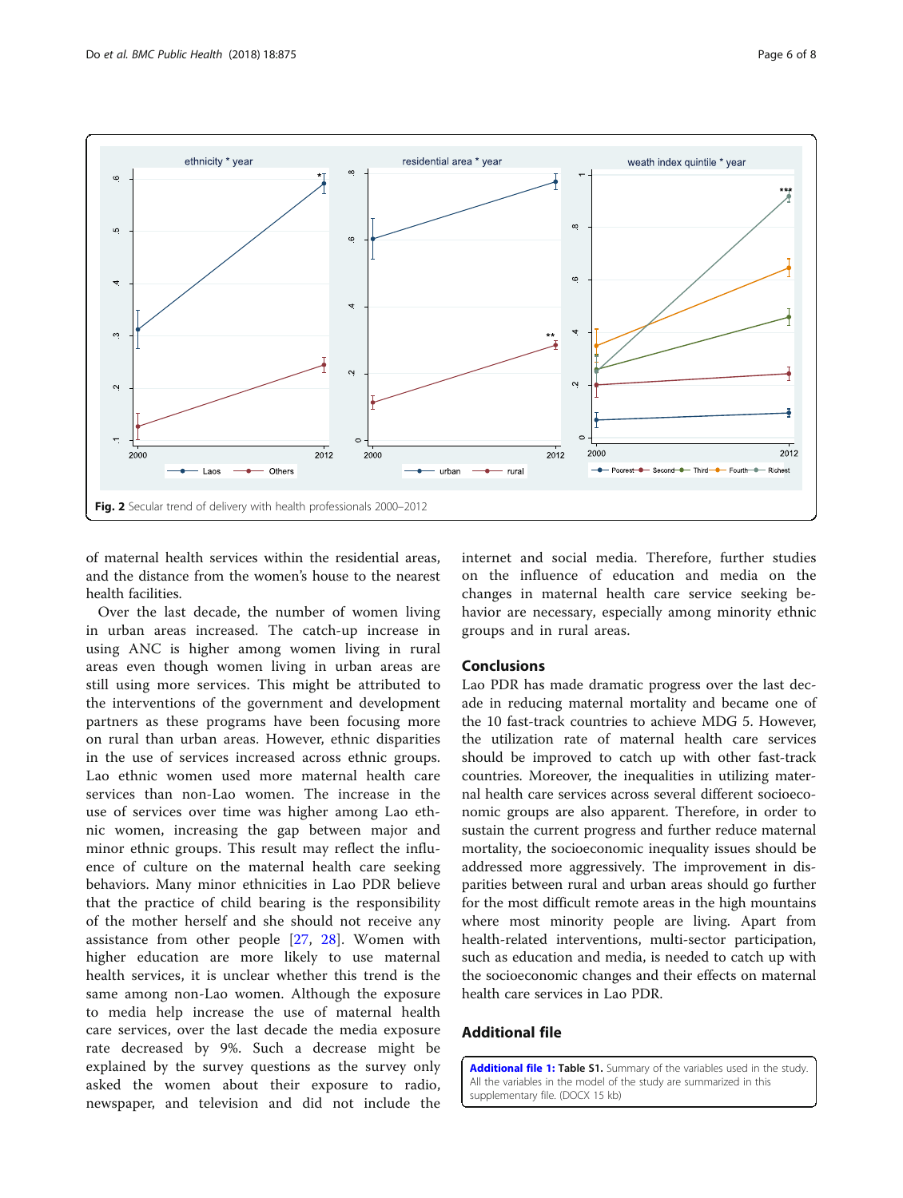Fig. 2 Secular trend of delivery with health professionals 2000–2012

of maternal health services within the residential areas, and the distance from the women's house to the nearest health facilities.

Over the last decade, the number of women living in urban areas increased. The catch-up increase in using ANC is higher among women living in rural areas even though women living in urban areas are still using more services. This might be attributed to the interventions of the government and development partners as these programs have been focusing more on rural than urban areas. However, ethnic disparities in the use of services increased across ethnic groups. Lao ethnic women used more maternal health care services than non-Lao women. The increase in the use of services over time was higher among Lao ethnic women, increasing the gap between major and minor ethnic groups. This result may reflect the influence of culture on the maternal health care seeking behaviors. Many minor ethnicities in Lao PDR believe that the practice of child bearing is the responsibility of the mother herself and she should not receive any assistance from other people [27, 28]. Women with higher education are more likely to use maternal health services, it is unclear whether this trend is the same among non-Lao women. Although the exposure to media help increase the use of maternal health care services, over the last decade the media exposure rate decreased by 9%. Such a decrease might be explained by the survey questions as the survey only asked the women about their exposure to radio, newspaper, and television and did not include the internet and social media. Therefore, further studies on the influence of education and media on the changes in maternal health care service seeking behavior are necessary, especially among minority ethnic groups and in rural areas.

## Conclusions

Lao PDR has made dramatic progress over the last decade in reducing maternal mortality and became one of the 10 fast-track countries to achieve MDG 5. However, the utilization rate of maternal health care services should be improved to catch up with other fast-track countries. Moreover, the inequalities in utilizing maternal health care services across several different socioeconomic groups are also apparent. Therefore, in order to sustain the current progress and further reduce maternal mortality, the socioeconomic inequality issues should be addressed more aggressively. The improvement in disparities between rural and urban areas should go further for the most difficult remote areas in the high mountains where most minority people are living. Apart from health-related interventions, multi-sector participation, such as education and media, is needed to catch up with the socioeconomic changes and their effects on maternal health care services in Lao PDR.

## Additional file

**Additional file 1: Table S1.** Summary of the variables used in the study. All the variables in the model of the study are summarized in this supplementary file. (DOCX 15 kb)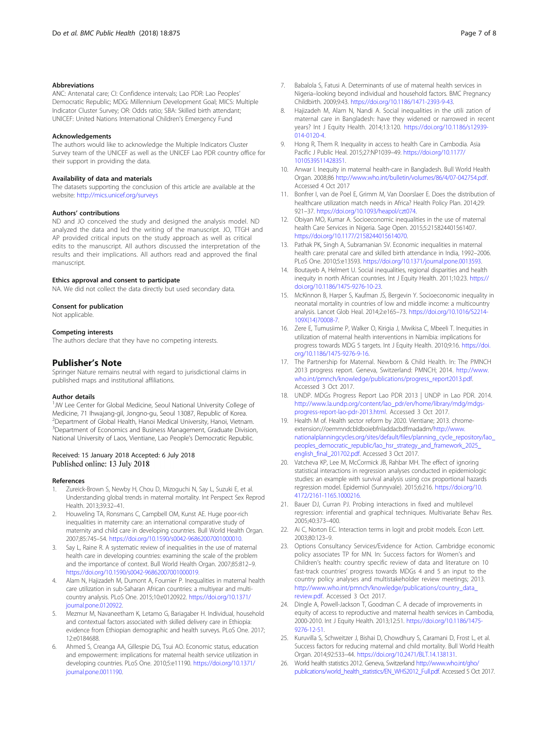### Abbreviations

ANC: Antenatal care; CI: Confidence intervals; Lao PDR: Lao Peoples' Democratic Republic; MDG: Millennium Development Goal; MICS: Multiple Indicator Cluster Survey; OR: Odds ratio; SBA: Skilled birth attendant; UNICEF: United Nations International Children's Emergency Fund

### Acknowledgements

The authors would like to acknowledge the Multiple Indicators Cluster Survey team of the UNICEF as well as the UNICEF Lao PDR country office for their support in providing the data.

### Availability of data and materials

The datasets supporting the conclusion of this article are available at the website: http://mics.unicef.org/surveys

### Authors' contributions

ND and JO conceived the study and designed the analysis model. ND analyzed the data and led the writing of the manuscript. JO, TTGH and AP provided critical inputs on the study approach as well as critical edits to the manuscript. All authors discussed the interpretation of the results and their implications. All authors read and approved the final manuscript.

### Ethics approval and consent to participate

NA. We did not collect the data directly but used secondary data.

### Consent for publication

Not applicable.

### Competing interests

The authors declare that they have no competing interests.

## Publisher's Note

Springer Nature remains neutral with regard to jurisdictional claims in published maps and institutional affiliations.

### Author details

[1]JW Lee Center for Global Medicine, Seoul National University College of Medicine, 71 Ihwajang-gil, Jongno-gu, Seoul 13087, Republic of Korea. [2]Department of Global Health, Hanoi Medical University, Hanoi, Vietnam. [3]Department of Economics and Business Management, Graduate Division, National University of Laos, Vientiane, Lao People's Democratic Republic.

Received: 15 January 2018 Accepted: 6 July 2018
Published online: 13 July 2018

### References

1. Zureick-Brown S, Newby H, Chou D, Mizoguchi N, Say L, Suzuki E, et al. Understanding global trends in maternal mortality. Int Perspect Sex Reprod Health. 2013;39:32–41.
2. Houweling TA, Ronsmans C, Campbell OM, Kunst AE. Huge poor-rich inequalities in maternity care: an international comparative study of maternity and child care in developing countries. Bull World Health Organ. 2007;85:745–54. https://doi.org/10.1590/s0042-96862007001000010.
3. Say L, Raine R. A systematic review of inequalities in the use of maternal health care in developing countries: examining the scale of the problem and the importance of context. Bull World Health Organ. 2007;85:812–9. https://doi.org/10.1590/s0042-96862007001000019.
4. Alam N, Hajizadeh M, Dumont A, Fournier P. Inequalities in maternal health care utilization in sub-Saharan African countries: a multiyear and multi-country analysis. PLoS One. 2015;10:e0120922. https://doi.org/10.1371/journal.pone.0120922.
5. Mezmur M, Navaneetham K, Letamo G, Bariagaber H. Individual, household and contextual factors associated with skilled delivery care in Ethiopia: evidence from Ethiopian demographic and health surveys. PLoS One. 2017;12:e0184688.
6. Ahmed S, Creanga AA, Gillespie DG, Tsui AO. Economic status, education and empowerment: implications for maternal health service utilization in developing countries. PLoS One. 2010;5:e11190. https://doi.org/10.1371/journal.pone.0011190.
7. Babalola S, Fatusi A. Determinants of use of maternal health services in Nigeria–looking beyond individual and household factors. BMC Pregnancy Childbirth. 2009;9:43. https://doi.org/10.1186/1471-2393-9-43.
8. Hajizadeh M, Alam N, Nandi A. Social inequalities in the utili zation of maternal care in Bangladesh: have they widened or narrowed in recent years? Int J Equity Health. 2014;13:120. https://doi.org/10.1186/s12939-014-0120-4.
9. Hong R, Them R. Inequality in access to health Care in Cambodia. Asia Pacific J Public Heal. 2015;27:NP1039–49. https://doi.org/10.1177/1010539511428351.
10. Anwar I. Inequity in maternal health-care in Bangladesh. Bull World Health Organ. 2008;86 http://www.who.int/bulletin/volumes/86/4/07-042754.pdf. Accessed 4 Oct 2017
11. Bonfrer I, van de Poel E, Grimm M, Van Doorslaer E. Does the distribution of healthcare utilization match needs in Africa? Health Policy Plan. 2014;29:921–37. https://doi.org/10.1093/heapol/czt074.
12. Obiyan MO, Kumar A. Socioeconomic inequalities in the use of maternal health Care Services in Nigeria. Sage Open. 2015;5:215824401561407. https://doi.org/10.1177/2158244015614070.
13. Pathak PK, Singh A, Subramanian SV. Economic inequalities in maternal health care: prenatal care and skilled birth attendance in India, 1992–2006. PLoS One. 2010;5:e13593. https://doi.org/10.1371/journal.pone.0013593.
14. Boutayeb A, Helmert U. Social inequalities, regional disparities and health inequity in north African countries. Int J Equity Health. 2011;10:23. https://doi.org/10.1186/1475-9276-10-23.
15. McKinnon B, Harper S, Kaufman JS, Bergevin Y. Socioeconomic inequality in neonatal mortality in countries of low and middle income: a multicountry analysis. Lancet Glob Heal. 2014;2:e165–73. https://doi.org/10.1016/S2214-109X(14)70008-7.
16. Zere E, Tumusiime P, Walker O, Kirigia J, Mwikisa C, Mbeeli T. Inequities in utilization of maternal health interventions in Namibia: implications for progress towards MDG 5 targets. Int J Equity Health. 2010;9:16. https://doi.org/10.1186/1475-9276-9-16.
17. The Partnership for Maternal. Newborn & Child Health. In: The PMNCH 2013 progress report. Geneva, Switzerland: PMNCH; 2014. http://www.who.int/pmnch/knowledge/publications/progress_report2013.pdf. Accessed 3 Oct 2017.
18. UNDP. MDGs Progress Report Lao PDR 2013 | UNDP in Lao PDR. 2014. http://www.la.undp.org/content/lao_pdr/en/home/library/mdg/mdgs-progress-report-lao-pdr-2013.html. Accessed 3 Oct 2017.
19. Health M of. Health sector reform by 2020. Vientiane; 2013. chrome-extension://oemmndcbldboiebfnladdacbdfmadadm/http://www.nationalplanningcycles.org/sites/default/files/planning_cycle_repository/lao_peoples_democratic_republic/lao_hsr_strategy_and_framework_2025_english_final_201702.pdf. Accessed 3 Oct 2017.
20. Vatcheva KP, Lee M, McCormick JB, Rahbar MH. The effect of ignoring statistical interactions in regression analyses conducted in epidemiologic studies: an example with survival analysis using cox proportional hazards regression model. Epidemiol (Sunnyvale). 2015;6:216. https://doi.org/10.4172/2161-1165.1000216.
21. Bauer DJ, Curran PJ. Probing interactions in fixed and multilevel regression: inferential and graphical techniques. Multivariate Behav Res. 2005;40:373–400.
22. Ai C, Norton EC. Interaction terms in logit and probit models. Econ Lett. 2003;80:123–9.
23. Options Consultancy Services/Evidence for Action. Cambridge economic policy associates TP for MN. In: Success factors for Women's and Children's health: country specific review of data and literature on 10 fast-track countries' progress towards MDGs 4 and 5 an input to the country policy analyses and multistakeholder review meetings; 2013. http://www.who.int/pmnch/knowledge/publications/country_data_review.pdf. Accessed 3 Oct 2017.
24. Dingle A, Powell-Jackson T, Goodman C. A decade of improvements in equity of access to reproductive and maternal health services in Cambodia, 2000-2010. Int J Equity Health. 2013;12:51. https://doi.org/10.1186/1475-9276-12-51.
25. Kuruvilla S, Schweitzer J, Bishai D, Chowdhury S, Caramani D, Frost L, et al. Success factors for reducing maternal and child mortality. Bull World Health Organ. 2014;92:533–44. https://doi.org/10.2471/BLT.14.138131.
26. World health statistics 2012. Geneva, Switzerland http://www.who.int/gho/publications/world_health_statistics/EN_WHS2012_Full.pdf. Accessed 5 Oct 2017.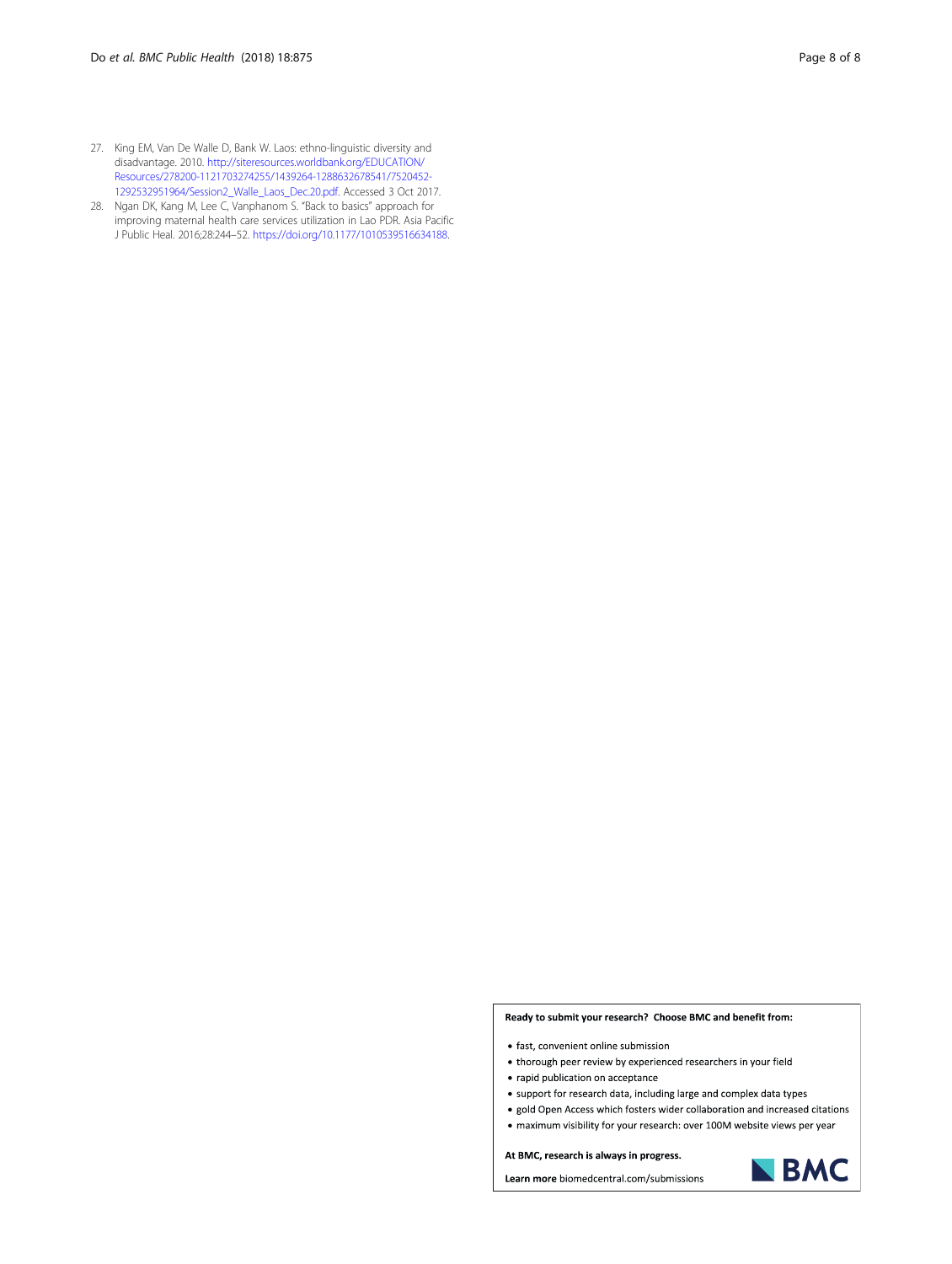27. King EM, Van De Walle D, Bank W. Laos: ethno-linguistic diversity and disadvantage. 2010. http://siteresources.worldbank.org/EDUCATION/Resources/278200-1121703274255/1439264-1288632678541/7520452-1292532951964/Session2_Walle_Laos_Dec.20.pdf. Accessed 3 Oct 2017.
28. Ngan DK, Kang M, Lee C, Vanphanom S. "Back to basics" approach for improving maternal health care services utilization in Lao PDR. Asia Pacific J Public Heal. 2016;28:244–52. https://doi.org/10.1177/1010539516634188.

**Ready to submit your research? Choose BMC and benefit from:**

- fast, convenient online submission
- thorough peer review by experienced researchers in your field
- rapid publication on acceptance
- support for research data, including large and complex data types
- gold Open Access which fosters wider collaboration and increased citations
- maximum visibility for your research: over 100M website views per year

**At BMC, research is always in progress.**

**Learn more** biomedcentral.com/submissions

BMC